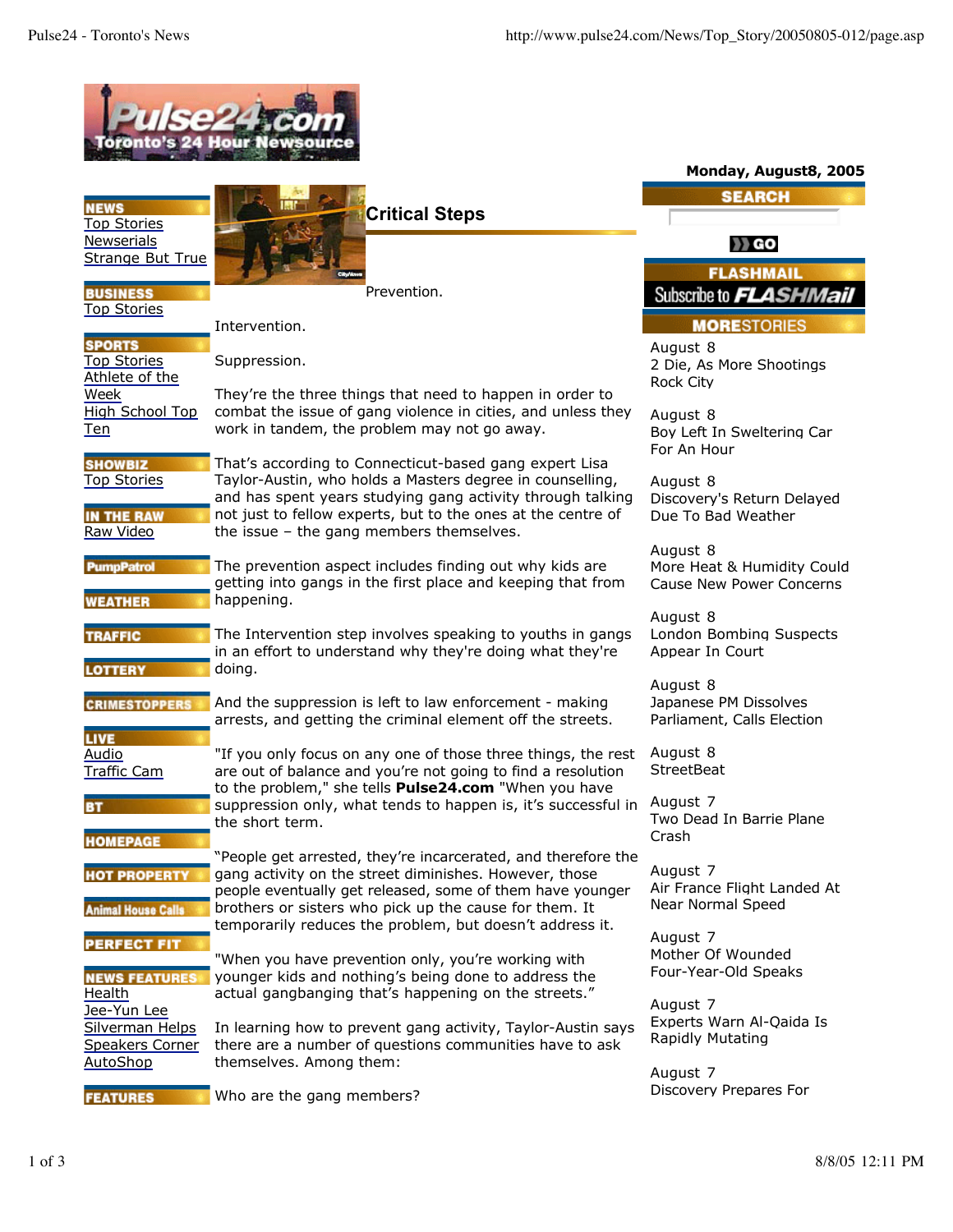Monday, August8, 2005

**NEWS**
[Top Stories](#)
[Newserials](#)
[Strange But True](#)

**BUSINESS**
[Top Stories](#)

**SPORTS**
[Top Stories](#)
[Athlete of the Week](#)
[High School Top Ten](#)

**SHOWBIZ**
[Top Stories](#)

**IN THE RAW**
[Raw Video](#)

**PumpPatrol**

**WEATHER**

**TRAFFIC**

**LOTTERY**

**CRIMESTOPPERS**

**LIVE**
[Audio](#)
[Traffic Cam](#)

**BT**

**HOMEPAGE**

**HOT PROPERTY**

**Animal House Calls**

**PERFECT FIT**

**NEWS FEATURES**
[Health](#)
[Jee-Yun Lee](#)
[Silverman Helps](#)
[Speakers Corner](#)
[AutoShop](#)

**FEATURES**

# Critical Steps

Prevention.

Intervention.

Suppression.

They're the three things that need to happen in order to combat the issue of gang violence in cities, and unless they work in tandem, the problem may not go away.

That's according to Connecticut-based gang expert Lisa Taylor-Austin, who holds a Masters degree in counselling, and has spent years studying gang activity through talking not just to fellow experts, but to the ones at the centre of the issue – the gang members themselves.

The prevention aspect includes finding out why kids are getting into gangs in the first place and keeping that from happening.

The Intervention step involves speaking to youths in gangs in an effort to understand why they're doing what they're doing.

And the suppression is left to law enforcement - making arrests, and getting the criminal element off the streets.

"If you only focus on any one of those three things, the rest are out of balance and you're not going to find a resolution to the problem," she tells **Pulse24.com** "When you have suppression only, what tends to happen is, it's successful in the short term.

"People get arrested, they're incarcerated, and therefore the gang activity on the street diminishes. However, those people eventually get released, some of them have younger brothers or sisters who pick up the cause for them. It temporarily reduces the problem, but doesn't address it.

"When you have prevention only, you're working with younger kids and nothing's being done to address the actual gangbanging that's happening on the streets."

In learning how to prevent gang activity, Taylor-Austin says there are a number of questions communities have to ask themselves. Among them:

Who are the gang members?

**SEARCH**

GO

**FLASHMAIL**
Subscribe to FLASHMail

**MORESTORIES**

August 8
2 Die, As More Shootings Rock City

August 8
Boy Left In Sweltering Car For An Hour

August 8
Discovery's Return Delayed Due To Bad Weather

August 8
More Heat & Humidity Could Cause New Power Concerns

August 8
London Bombing Suspects Appear In Court

August 8
Japanese PM Dissolves Parliament, Calls Election

August 8
StreetBeat

August 7
Two Dead In Barrie Plane Crash

August 7
Air France Flight Landed At Near Normal Speed

August 7
Mother Of Wounded Four-Year-Old Speaks

August 7
Experts Warn Al-Qaida Is Rapidly Mutating

August 7
Discovery Prepares For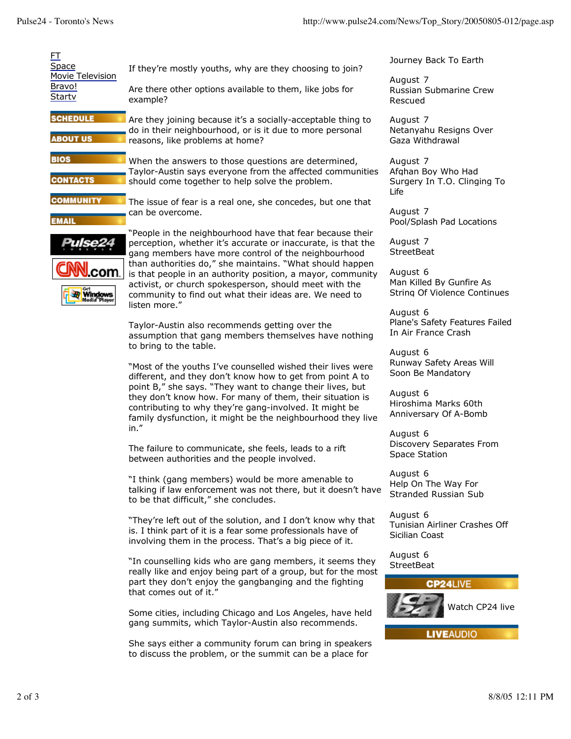FT
Space
Movie Television
Bravo!
Startv

SCHEDULE

ABOUT US

BIOS

CONTACTS

COMMUNITY

EMAIL

If they're mostly youths, why are they choosing to join?

Are there other options available to them, like jobs for example?

Are they joining because it's a socially-acceptable thing to do in their neighbourhood, or is it due to more personal reasons, like problems at home?

When the answers to those questions are determined, Taylor-Austin says everyone from the affected communities should come together to help solve the problem.

The issue of fear is a real one, she concedes, but one that can be overcome.

"People in the neighbourhood have that fear because their perception, whether it's accurate or inaccurate, is that the gang members have more control of the neighbourhood than authorities do," she maintains. "What should happen is that people in an authority position, a mayor, community activist, or church spokesperson, should meet with the community to find out what their ideas are. We need to listen more."

Taylor-Austin also recommends getting over the assumption that gang members themselves have nothing to bring to the table.

"Most of the youths I've counselled wished their lives were different, and they don't know how to get from point A to point B," she says. "They want to change their lives, but they don't know how. For many of them, their situation is contributing to why they're gang-involved. It might be family dysfunction, it might be the neighbourhood they live in."

The failure to communicate, she feels, leads to a rift between authorities and the people involved.

"I think (gang members) would be more amenable to talking if law enforcement was not there, but it doesn't have to be that difficult," she concludes.

"They're left out of the solution, and I don't know why that is. I think part of it is a fear some professionals have of involving them in the process. That's a big piece of it.

"In counselling kids who are gang members, it seems they really like and enjoy being part of a group, but for the most part they don't enjoy the gangbanging and the fighting that comes out of it."

Some cities, including Chicago and Los Angeles, have held gang summits, which Taylor-Austin also recommends.

She says either a community forum can bring in speakers to discuss the problem, or the summit can be a place for

Journey Back To Earth

August 7
Russian Submarine Crew Rescued

August 7
Netanyahu Resigns Over Gaza Withdrawal

August 7
Afghan Boy Who Had Surgery In T.O. Clinging To Life

August 7
Pool/Splash Pad Locations

August 7
StreetBeat

August 6
Man Killed By Gunfire As String Of Violence Continues

August 6
Plane's Safety Features Failed In Air France Crash

August 6
Runway Safety Areas Will Soon Be Mandatory

August 6
Hiroshima Marks 60th Anniversary Of A-Bomb

August 6
Discovery Separates From Space Station

August 6
Help On The Way For Stranded Russian Sub

August 6
Tunisian Airliner Crashes Off Sicilian Coast

August 6
StreetBeat

CP24LIVE

Watch CP24 live

LIVEAUDIO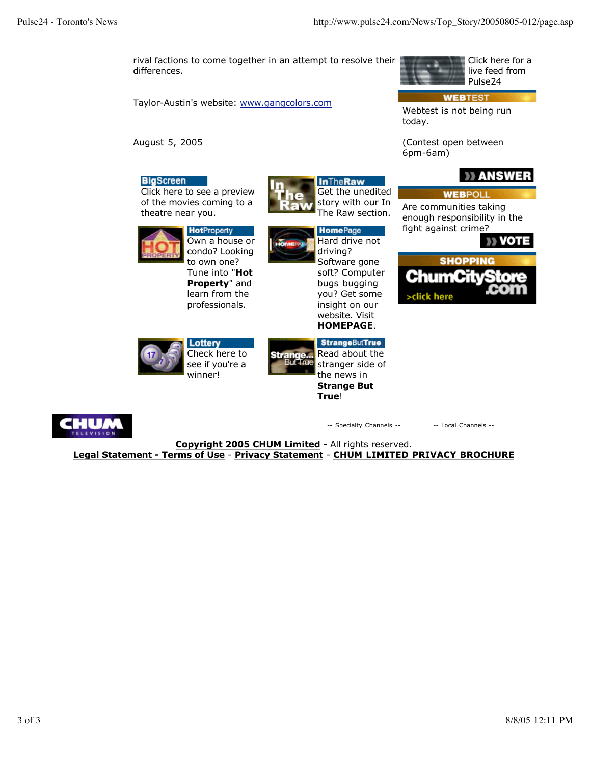rival factions to come together in an attempt to resolve their differences.

Taylor-Austin's website: www.gangcolors.com

August 5, 2005

Click here for a live feed from Pulse24

**WEBTEST**

Webtest is not being run today.

(Contest open between 6pm-6am)

**ANSWER**

**BigScreen**
Click here to see a preview of the movies coming to a theatre near you.

**InTheRaw**
Get the unedited story with our In The Raw section.

**WEBPOLL**
Are communities taking enough responsibility in the fight against crime?

**VOTE**

**HotProperty**
Own a house or condo? Looking to own one? Tune into "**Hot Property**" and learn from the professionals.

**HomePage**
Hard drive not driving? Software gone soft? Computer bugs bugging you? Get some insight on our website. Visit **HOMEPAGE**.

**SHOPPING**
ChumCityStore.com
>click here

**Lottery**
Check here to see if you're a winner!

**StrangeButTrue**
Read about the stranger side of the news in **Strange But True**!

CHUM TELEVISION

-- Specialty Channels --     -- Local Channels --

**Copyright 2005 CHUM Limited** - All rights reserved.
**Legal Statement - Terms of Use** - **Privacy Statement** - **CHUM LIMITED PRIVACY BROCHURE**